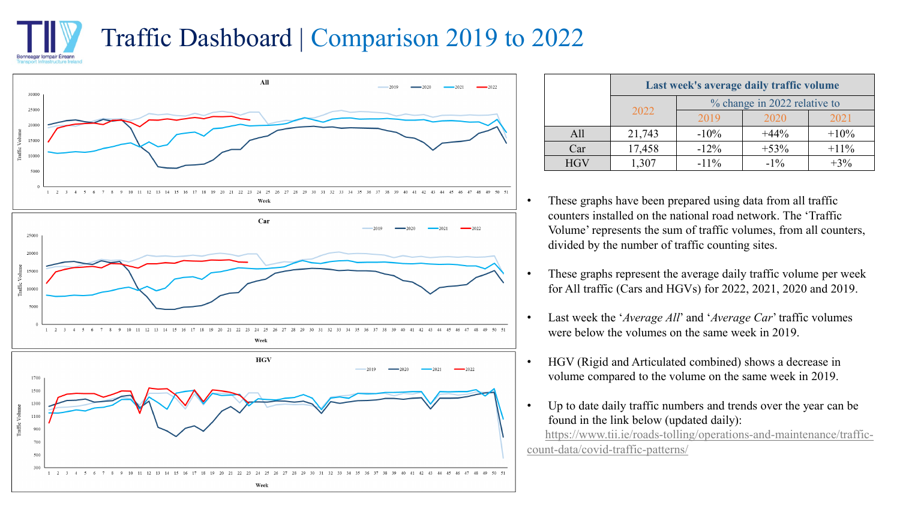# Traffic Dashboard | Comparison 2019 to 2022

| | Last week's average daily traffic volume | | | |
|---|---|---|---|---|
| | 2022 | % change in 2022 relative to | | |
| | | 2019 | 2020 | 2021 |
| All | 21,743 | -10% | +44% | +10% |
| Car | 17,458 | -12% | +53% | +11% |
| HGV | 1,307 | -11% | -1% | +3% |

- These graphs have been prepared using data from all traffic counters installed on the national road network. The 'Traffic Volume' represents the sum of traffic volumes, from all counters, divided by the number of traffic counting sites.
- These graphs represent the average daily traffic volume per week for All traffic (Cars and HGVs) for 2022, 2021, 2020 and 2019.
- Last week the '*Average All*' and '*Average Car*' traffic volumes were below the volumes on the same week in 2019.
- HGV (Rigid and Articulated combined) shows a decrease in volume compared to the volume on the same week in 2019.
- Up to date daily traffic numbers and trends over the year can be found in the link below (updated daily):

https://www.tii.ie/roads-tolling/operations-and-maintenance/traffic-count-data/covid-traffic-patterns/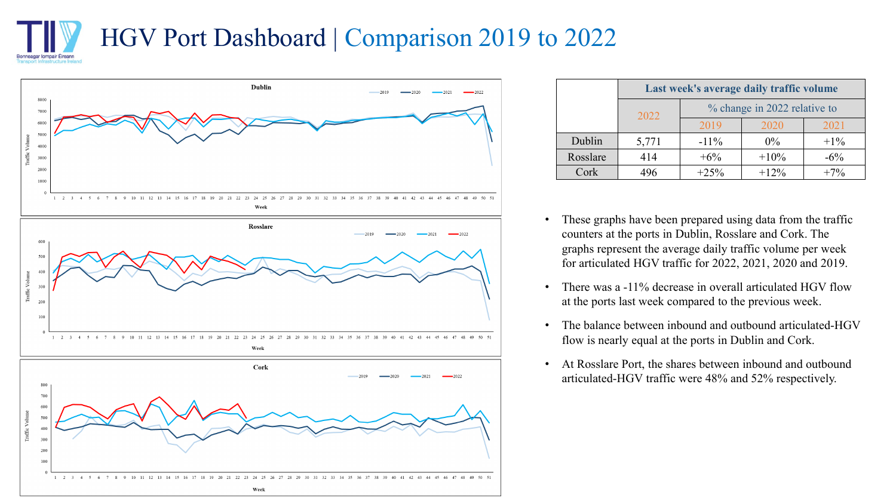# HGV Port Dashboard | Comparison 2019 to 2022

Dublin

2019 2020 2021 2022

Traffic Volume

8000 7000 6000 5000 4000 3000 2000 1000 0

Week

1 2 3 4 5 6 7 8 9 10 11 12 13 14 15 16 17 18 19 20 21 22 23 24 25 26 27 28 29 30 31 32 33 34 35 36 37 38 39 40 41 42 43 44 45 46 47 48 49 50 51

Rosslare

2019 2020 2021 2022

Traffic Volume

600 500 400 300 200 100 0

Week

1 2 3 4 5 6 7 8 9 10 11 12 13 14 15 16 17 18 19 20 21 22 23 24 25 26 27 28 29 30 31 32 33 34 35 36 37 38 39 40 41 42 43 44 45 46 47 48 49 50 51

Cork

2019 2020 2021 2022

Traffic Volume

800 700 600 500 400 300 200 100 0

Week

1 2 3 4 5 6 7 8 9 10 11 12 13 14 15 16 17 18 19 20 21 22 23 24 25 26 27 28 29 30 31 32 33 34 35 36 37 38 39 40 41 42 43 44 45 46 47 48 49 50 51

| | Last week's average daily traffic volume | | | |
|---|---|---|---|---|
| | 2022 | % change in 2022 relative to | | |
| | | 2019 | 2020 | 2021 |
| Dublin | 5,771 | -11% | 0% | +1% |
| Rosslare | 414 | +6% | +10% | -6% |
| Cork | 496 | +25% | +12% | +7% |

- These graphs have been prepared using data from the traffic counters at the ports in Dublin, Rosslare and Cork. The graphs represent the average daily traffic volume per week for articulated HGV traffic for 2022, 2021, 2020 and 2019.
- There was a -11% decrease in overall articulated HGV flow at the ports last week compared to the previous week.
- The balance between inbound and outbound articulated-HGV flow is nearly equal at the ports in Dublin and Cork.
- At Rosslare Port, the shares between inbound and outbound articulated-HGV traffic were 48% and 52% respectively.